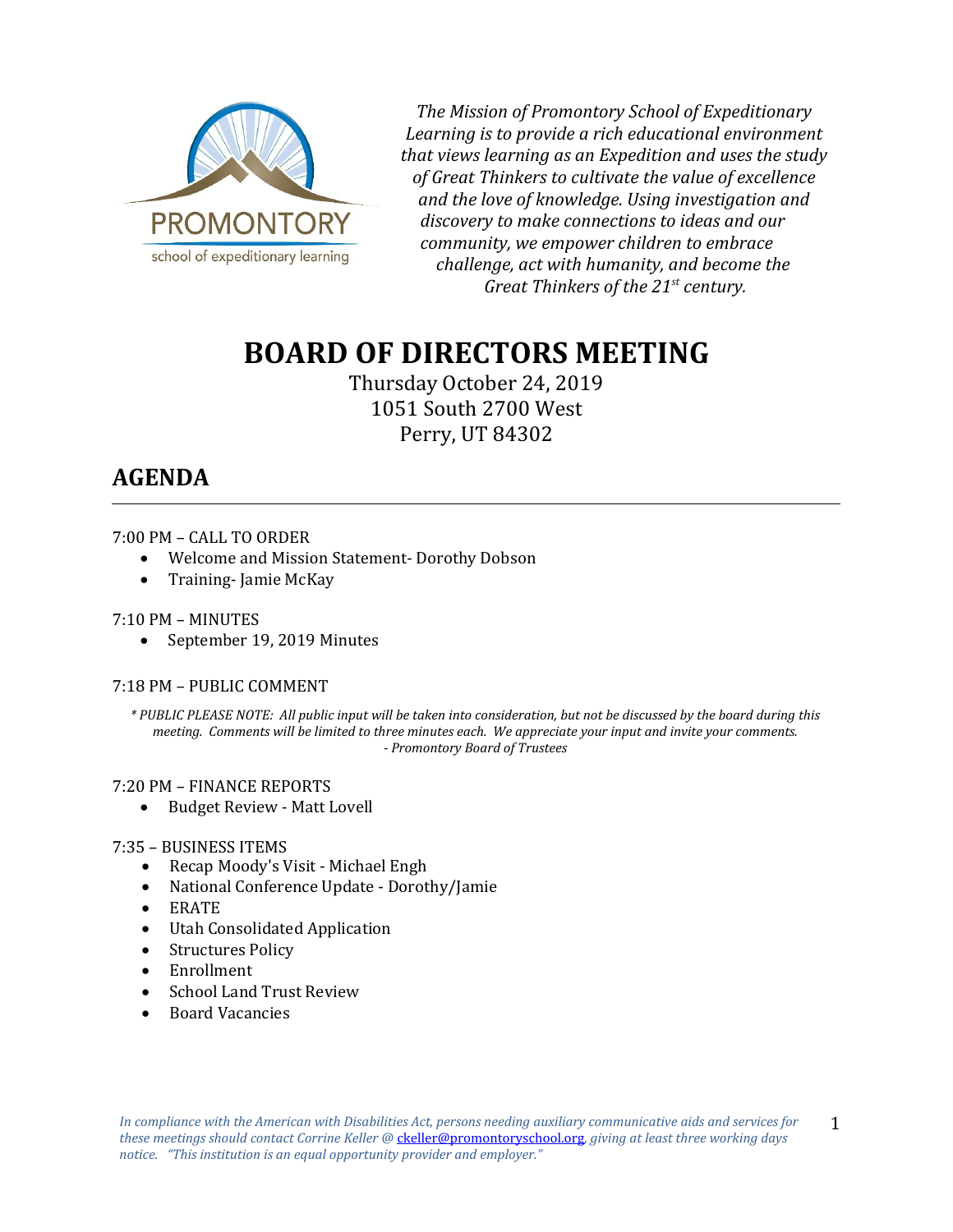PROMONTORY
school of expeditionary learning

*The Mission of Promontory School of Expeditionary Learning is to provide a rich educational environment that views learning as an Expedition and uses the study of Great Thinkers to cultivate the value of excellence and the love of knowledge. Using investigation and discovery to make connections to ideas and our community, we empower children to embrace challenge, act with humanity, and become the Great Thinkers of the 21st century.*

# BOARD OF DIRECTORS MEETING

Thursday October 24, 2019
1051 South 2700 West
Perry, UT 84302

## AGENDA

7:00 PM – CALL TO ORDER

- Welcome and Mission Statement- Dorothy Dobson
- Training- Jamie McKay

7:10 PM – MINUTES

- September 19, 2019 Minutes

7:18 PM – PUBLIC COMMENT

*\* PUBLIC PLEASE NOTE: All public input will be taken into consideration, but not be discussed by the board during this meeting. Comments will be limited to three minutes each. We appreciate your input and invite your comments.*
*- Promontory Board of Trustees*

7:20 PM – FINANCE REPORTS

- Budget Review - Matt Lovell

7:35 – BUSINESS ITEMS

- Recap Moody's Visit - Michael Engh
- National Conference Update - Dorothy/Jamie
- ERATE
- Utah Consolidated Application
- Structures Policy
- Enrollment
- School Land Trust Review
- Board Vacancies

*In compliance with the American with Disabilities Act, persons needing auxiliary communicative aids and services for these meetings should contact Corrine Keller @ ckeller@promontoryschool.org, giving at least three working days notice. "This institution is an equal opportunity provider and employer."*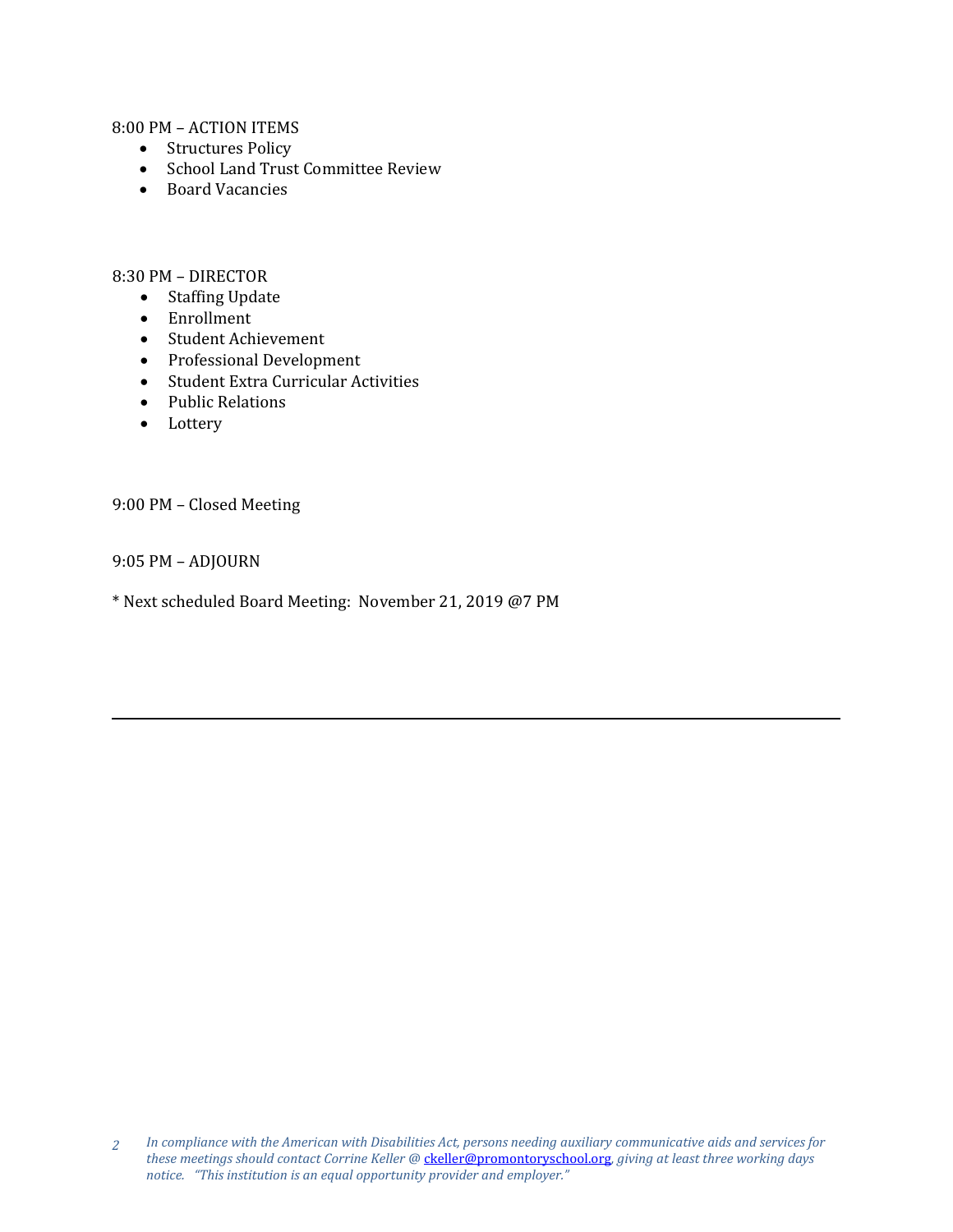8:00 PM – ACTION ITEMS

- Structures Policy
- School Land Trust Committee Review
- Board Vacancies

8:30 PM – DIRECTOR

- Staffing Update
- Enrollment
- Student Achievement
- Professional Development
- Student Extra Curricular Activities
- Public Relations
- Lottery

9:00 PM – Closed Meeting

9:05 PM – ADJOURN

* Next scheduled Board Meeting: November 21, 2019 @7 PM

---

*In compliance with the American with Disabilities Act, persons needing auxiliary communicative aids and services for these meetings should contact Corrine Keller @* ckeller@promontoryschool.org*, giving at least three working days notice. "This institution is an equal opportunity provider and employer."*